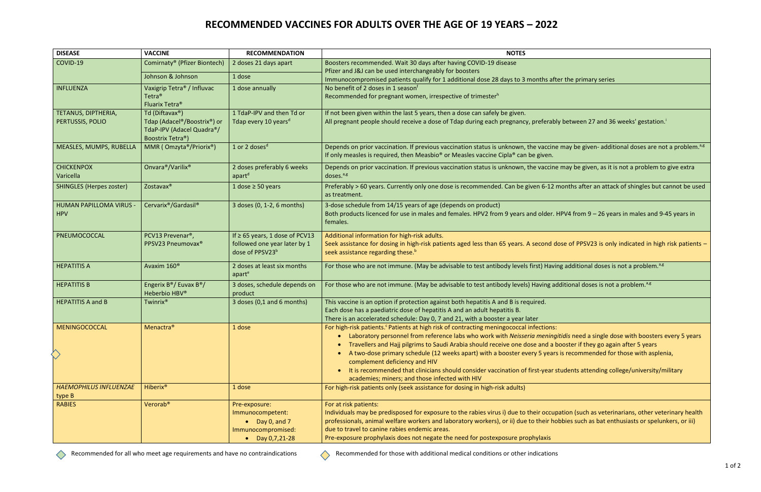# RECOMMENDED VACCINES FOR ADULTS OVER THE AGE OF 19 YEARS – 2022

| DISEASE | VACCINE | RECOMMENDATION | NOTES |
|---|---|---|---|
| COVID-19 | Comirnaty® (Pfizer Biontech) | 2 doses 21 days apart | Boosters recommended. Wait 30 days after having COVID-19 disease<br>Pfizer and J&J can be used interchangeably for boosters<br>Immunocompromised patients qualify for 1 additional dose 28 days to 3 months after the primary series |
| | Johnson & Johnson | 1 dose | |
| INFLUENZA | Vaxigrip Tetra® / Influvac Tetra®<br>Fluarix Tetra® | 1 dose annually | No benefit of 2 doses in 1 season[f]<br>Recommended for pregnant women, irrespective of trimester[h] |
| TETANUS, DIPTHERIA, PERTUSSIS, POLIO | Td (Diftavax®)<br>Tdap (Adacel®/Boostrix®) or TdaP-IPV (Adacel Quadra®/ Boostrix Tetra®) | 1 TdaP-IPV and then Td or Tdap every 10 years[d] | If not been given within the last 5 years, then a dose can safely be given.<br>All pregnant people should receive a dose of Tdap during each pregnancy, preferably between 27 and 36 weeks' gestation.[i] |
| MEASLES, MUMPS, RUBELLA | MMR ( Omzyta®/Priorix®) | 1 or 2 doses[d] | Depends on prior vaccination. If previous vaccination status is unknown, the vaccine may be given- additional doses are not a problem.[a,g]<br>If only measles is required, then Measbio® or Measles vaccine Cipla® can be given. |
| CHICKENPOX<br>Varicella | Onvara®/Varilix® | 2 doses preferably 6 weeks apart[d] | Depends on prior vaccination. If previous vaccination status is unknown, the vaccine may be given, as it is not a problem to give extra doses.[a,g] |
| SHINGLES (Herpes zoster) | Zostavax® | 1 dose ≥ 50 years | Preferably > 60 years. Currently only one dose is recommended. Can be given 6-12 months after an attack of shingles but cannot be used as treatment. |
| HUMAN PAPILLOMA VIRUS - HPV | Cervarix®/Gardasil® | 3 doses (0, 1-2, 6 months) | 3-dose schedule from 14/15 years of age (depends on product)<br>Both products licenced for use in males and females. HPV2 from 9 years and older. HPV4 from 9 – 26 years in males and 9-45 years in females. |
| PNEUMOCOCCAL | PCV13 Prevenar®,<br>PPSV23 Pneumovax® | If ≥ 65 years, 1 dose of PCV13 followed one year later by 1 dose of PPSV23[b] | Additional information for high-risk adults.<br>Seek assistance for dosing in high-risk patients aged less than 65 years. A second dose of PPSV23 is only indicated in high risk patients – seek assistance regarding these.[b] |
| HEPATITIS A | Avaxim 160® | 2 doses at least six months apart[e] | For those who are not immune. (May be advisable to test antibody levels first) Having additional doses is not a problem.[a,g] |
| HEPATITIS B | Engerix B®/ Euvax B®/ Heberbio HBV® | 3 doses, schedule depends on product | For those who are not immune. (May be advisable to test antibody levels) Having additional doses is not a problem.[a,g] |
| HEPATITIS A and B | Twinrix® | 3 doses (0,1 and 6 months) | This vaccine is an option if protection against both hepatitis A and B is required.<br>Each dose has a paediatric dose of hepatitis A and an adult hepatitis B.<br>There is an accelerated schedule: Day 0, 7 and 21, with a booster a year later |
| MENINGOCOCCAL | Menactra® | 1 dose | For high-risk patients.[c] Patients at high risk of contracting meningococcal infections:<br>• Laboratory personnel from reference labs who work with *Neisseria meningitidis* need a single dose with boosters every 5 years<br>• Travellers and Hajj pilgrims to Saudi Arabia should receive one dose and a booster if they go again after 5 years<br>• A two-dose primary schedule (12 weeks apart) with a booster every 5 years is recommended for those with asplenia, complement deficiency and HIV<br>• It is recommended that clinicians should consider vaccination of first-year students attending college/university/military academies; miners; and those infected with HIV |
| *HAEMOPHILUS INFLUENZAE* type B | Hiberix® | 1 dose | For high-risk patients only (seek assistance for dosing in high-risk adults) |
| RABIES | Verorab® | Pre-exposure:<br>Immunocompetent:<br>• Day 0, and 7<br>Immunocompromised:<br>• Day 0,7,21-28 | For at risk patients:<br>Individuals may be predisposed for exposure to the rabies virus i) due to their occupation (such as veterinarians, other veterinary health professionals, animal welfare workers and laboratory workers), or ii) due to their hobbies such as bat enthusiasts or spelunkers, or iii) due to travel to canine rabies endemic areas.<br>Pre-exposure prophylaxis does not negate the need for postexposure prophylaxis |

◇ Recommended for all who meet age requirements and have no contraindications

◇ Recommended for those with additional medical conditions or other indications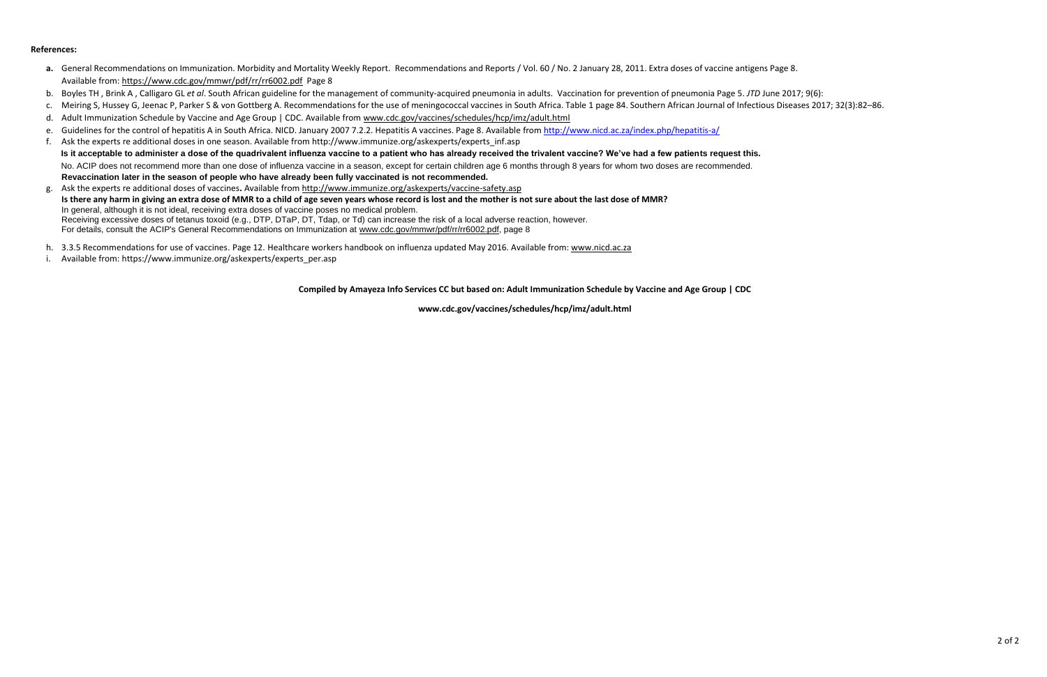**References:**

- **a.** General Recommendations on Immunization. Morbidity and Mortality Weekly Report. Recommendations and Reports / Vol. 60 / No. 2 January 28, 2011. Extra doses of vaccine antigens Page 8. Available from: https://www.cdc.gov/mmwr/pdf/rr/rr6002.pdf Page 8
- b. Boyles TH , Brink A , Calligaro GL *et al*. South African guideline for the management of community-acquired pneumonia in adults. Vaccination for prevention of pneumonia Page 5. *JTD* June 2017; 9(6):
- c. Meiring S, Hussey G, Jeenac P, Parker S & von Gottberg A. Recommendations for the use of meningococcal vaccines in South Africa. Table 1 page 84. Southern African Journal of Infectious Diseases 2017; 32(3):82–86.
- d. Adult Immunization Schedule by Vaccine and Age Group | CDC. Available from www.cdc.gov/vaccines/schedules/hcp/imz/adult.html
- e. Guidelines for the control of hepatitis A in South Africa. NICD. January 2007 7.2.2. Hepatitis A vaccines. Page 8. Available from http://www.nicd.ac.za/index.php/hepatitis-a/
- f. Ask the experts re additional doses in one season. Available from http://www.immunize.org/askexperts/experts_inf.asp

  **Is it acceptable to administer a dose of the quadrivalent influenza vaccine to a patient who has already received the trivalent vaccine? We've had a few patients request this.**

  No. ACIP does not recommend more than one dose of influenza vaccine in a season, except for certain children age 6 months through 8 years for whom two doses are recommended.

  **Revaccination later in the season of people who have already been fully vaccinated is not recommended.**
- g. Ask the experts re additional doses of vaccines**.** Available from http://www.immunize.org/askexperts/vaccine-safety.asp

  **Is there any harm in giving an extra dose of MMR to a child of age seven years whose record is lost and the mother is not sure about the last dose of MMR?**

  In general, although it is not ideal, receiving extra doses of vaccine poses no medical problem.

  Receiving excessive doses of tetanus toxoid (e.g., DTP, DTaP, DT, Tdap, or Td) can increase the risk of a local adverse reaction, however.

  For details, consult the ACIP's General Recommendations on Immunization at www.cdc.gov/mmwr/pdf/rr/rr6002.pdf, page 8
- h. 3.3.5 Recommendations for use of vaccines. Page 12. Healthcare workers handbook on influenza updated May 2016. Available from: www.nicd.ac.za
- i. Available from: https://www.immunize.org/askexperts/experts_per.asp

**Compiled by Amayeza Info Services CC but based on: Adult Immunization Schedule by Vaccine and Age Group | CDC**

**www.cdc.gov/vaccines/schedules/hcp/imz/adult.html**